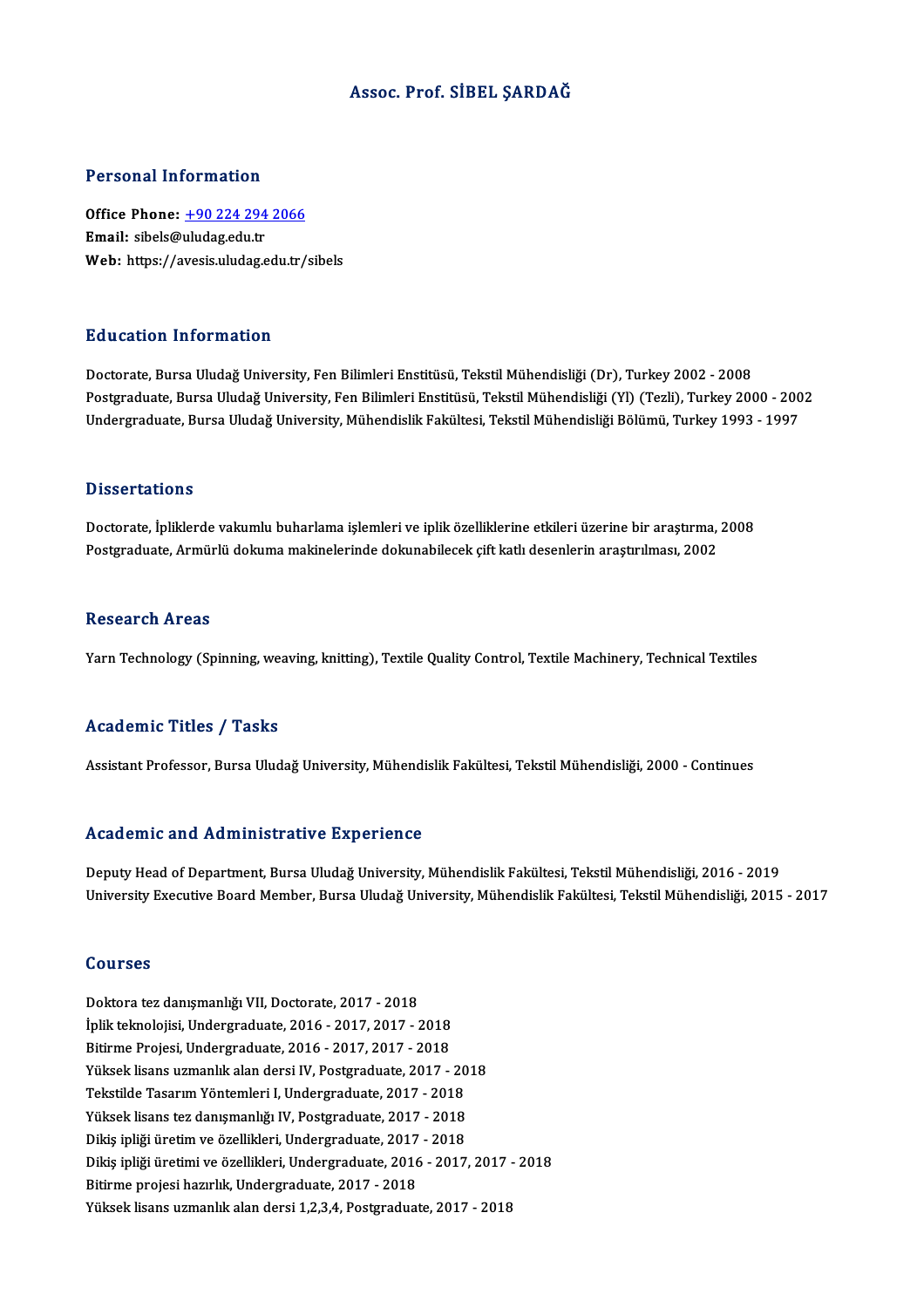# Assoc. Prof. SİBEL ŞARDAĞ

## Personal Information

**Office Phone:** +90 224 294 2066
**Email:** sibels@uludag.edu.tr
**Web:** https://avesis.uludag.edu.tr/sibels

## Education Information

Doctorate, Bursa Uludağ University, Fen Bilimleri Enstitüsü, Tekstil Mühendisliği (Dr), Turkey 2002 - 2008
Postgraduate, Bursa Uludağ University, Fen Bilimleri Enstitüsü, Tekstil Mühendisliği (Yl) (Tezli), Turkey 2000 - 2002
Undergraduate, Bursa Uludağ University, Mühendislik Fakültesi, Tekstil Mühendisliği Bölümü, Turkey 1993 - 1997

## Dissertations

Doctorate, İpliklerde vakumlu buharlama işlemleri ve iplik özelliklerine etkileri üzerine bir araştırma, 2008
Postgraduate, Armürlü dokuma makinelerinde dokunabilecek çift katlı desenlerin araştırılması, 2002

## Research Areas

Yarn Technology (Spinning, weaving, knitting), Textile Quality Control, Textile Machinery, Technical Textiles

## Academic Titles / Tasks

Assistant Professor, Bursa Uludağ University, Mühendislik Fakültesi, Tekstil Mühendisliği, 2000 - Continues

## Academic and Administrative Experience

Deputy Head of Department, Bursa Uludağ University, Mühendislik Fakültesi, Tekstil Mühendisliği, 2016 - 2019
University Executive Board Member, Bursa Uludağ University, Mühendislik Fakültesi, Tekstil Mühendisliği, 2015 - 2017

## Courses

Doktora tez danışmanlığı VII, Doctorate, 2017 - 2018
İplik teknolojisi, Undergraduate, 2016 - 2017, 2017 - 2018
Bitirme Projesi, Undergraduate, 2016 - 2017, 2017 - 2018
Yüksek lisans uzmanlık alan dersi IV, Postgraduate, 2017 - 2018
Tekstilde Tasarım Yöntemleri I, Undergraduate, 2017 - 2018
Yüksek lisans tez danışmanlığı IV, Postgraduate, 2017 - 2018
Dikiş ipliği üretim ve özellikleri, Undergraduate, 2017 - 2018
Dikiş ipliği üretimi ve özellikleri, Undergraduate, 2016 - 2017, 2017 - 2018
Bitirme projesi hazırlık, Undergraduate, 2017 - 2018
Yüksek lisans uzmanlık alan dersi 1,2,3,4, Postgraduate, 2017 - 2018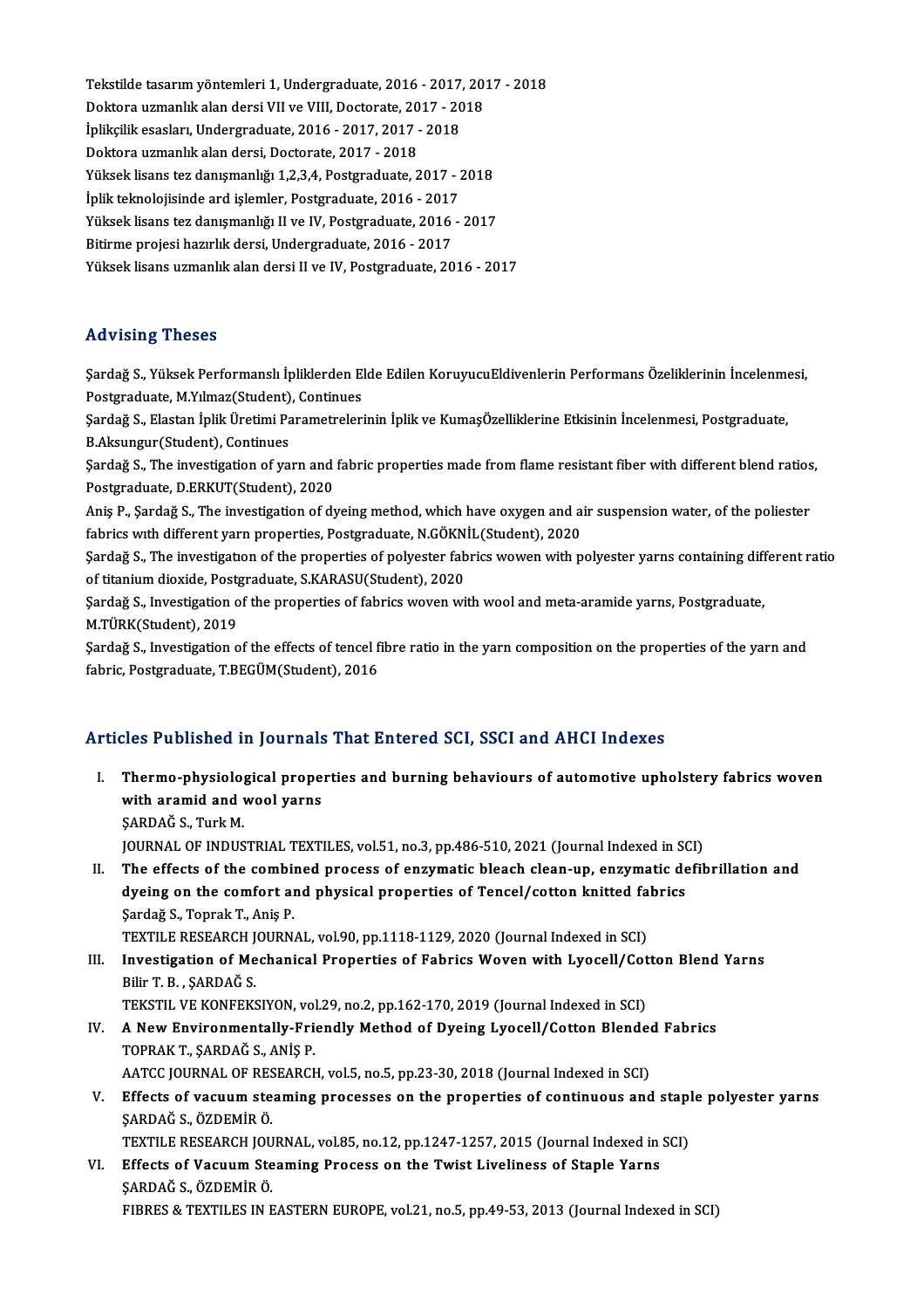Tekstilde tasarım yöntemleri 1, Undergraduate, 2016 - 2017, 2017 - 2018
Doktora uzmanlık alan dersi VII ve VIII, Doctorate, 2017 - 2018
İplikçilik esasları, Undergraduate, 2016 - 2017, 2017 - 2018
Doktora uzmanlık alan dersi, Doctorate, 2017 - 2018
Yüksek lisans tez danışmanlığı 1,2,3,4, Postgraduate, 2017 - 2018
İplik teknolojisinde ard işlemler, Postgraduate, 2016 - 2017
Yüksek lisans tez danışmanlığı II ve IV, Postgraduate, 2016 - 2017
Bitirme projesi hazırlık dersi, Undergraduate, 2016 - 2017
Yüksek lisans uzmanlık alan dersi II ve IV, Postgraduate, 2016 - 2017

## Advising Theses

Şardağ S., Yüksek Performanslı İpliklerden Elde Edilen KoruyucuEldivenlerin Performans Özeliklerinin İncelenmesi, Postgraduate, M.Yılmaz(Student), Continues

Şardağ S., Elastan İplik Üretimi Parametrelerinin İplik ve KumaşÖzelliklerine Etkisinin İncelenmesi, Postgraduate, B.Aksungur(Student), Continues

Şardağ S., The investigation of yarn and fabric properties made from flame resistant fiber with different blend ratios, Postgraduate, D.ERKUT(Student), 2020

Aniş P., Şardağ S., The investigation of dyeing method, which have oxygen and air suspension water, of the poliester fabrics wıth different yarn properties, Postgraduate, N.GÖKNİL(Student), 2020

Şardağ S., The investigatıon of the properties of polyester fabrics wowen with polyester yarns containing different ratio of titanium dioxide, Postgraduate, S.KARASU(Student), 2020

Şardağ S., Investigation of the properties of fabrics woven with wool and meta-aramide yarns, Postgraduate, M.TÜRK(Student), 2019

Şardağ S., Investigation of the effects of tencel fibre ratio in the yarn composition on the properties of the yarn and fabric, Postgraduate, T.BEGÜM(Student), 2016

## Articles Published in Journals That Entered SCI, SSCI and AHCI Indexes

I. **Thermo-physiological properties and burning behaviours of automotive upholstery fabrics woven with aramid and wool yarns**
ŞARDAĞ S., Turk M.
JOURNAL OF INDUSTRIAL TEXTILES, vol.51, no.3, pp.486-510, 2021 (Journal Indexed in SCI)

II. **The effects of the combined process of enzymatic bleach clean-up, enzymatic defibrillation and dyeing on the comfort and physical properties of Tencel/cotton knitted fabrics**
Şardağ S., Toprak T., Aniş P.
TEXTILE RESEARCH JOURNAL, vol.90, pp.1118-1129, 2020 (Journal Indexed in SCI)

III. **Investigation of Mechanical Properties of Fabrics Woven with Lyocell/Cotton Blend Yarns**
Bilir T. B. , ŞARDAĞ S.
TEKSTIL VE KONFEKSIYON, vol.29, no.2, pp.162-170, 2019 (Journal Indexed in SCI)

IV. **A New Environmentally-Friendly Method of Dyeing Lyocell/Cotton Blended Fabrics**
TOPRAK T., ŞARDAĞ S., ANİŞ P.
AATCC JOURNAL OF RESEARCH, vol.5, no.5, pp.23-30, 2018 (Journal Indexed in SCI)

V. **Effects of vacuum steaming processes on the properties of continuous and staple polyester yarns**
ŞARDAĞ S., ÖZDEMİR Ö.
TEXTILE RESEARCH JOURNAL, vol.85, no.12, pp.1247-1257, 2015 (Journal Indexed in SCI)

VI. **Effects of Vacuum Steaming Process on the Twist Liveliness of Staple Yarns**
ŞARDAĞ S., ÖZDEMİR Ö.
FIBRES & TEXTILES IN EASTERN EUROPE, vol.21, no.5, pp.49-53, 2013 (Journal Indexed in SCI)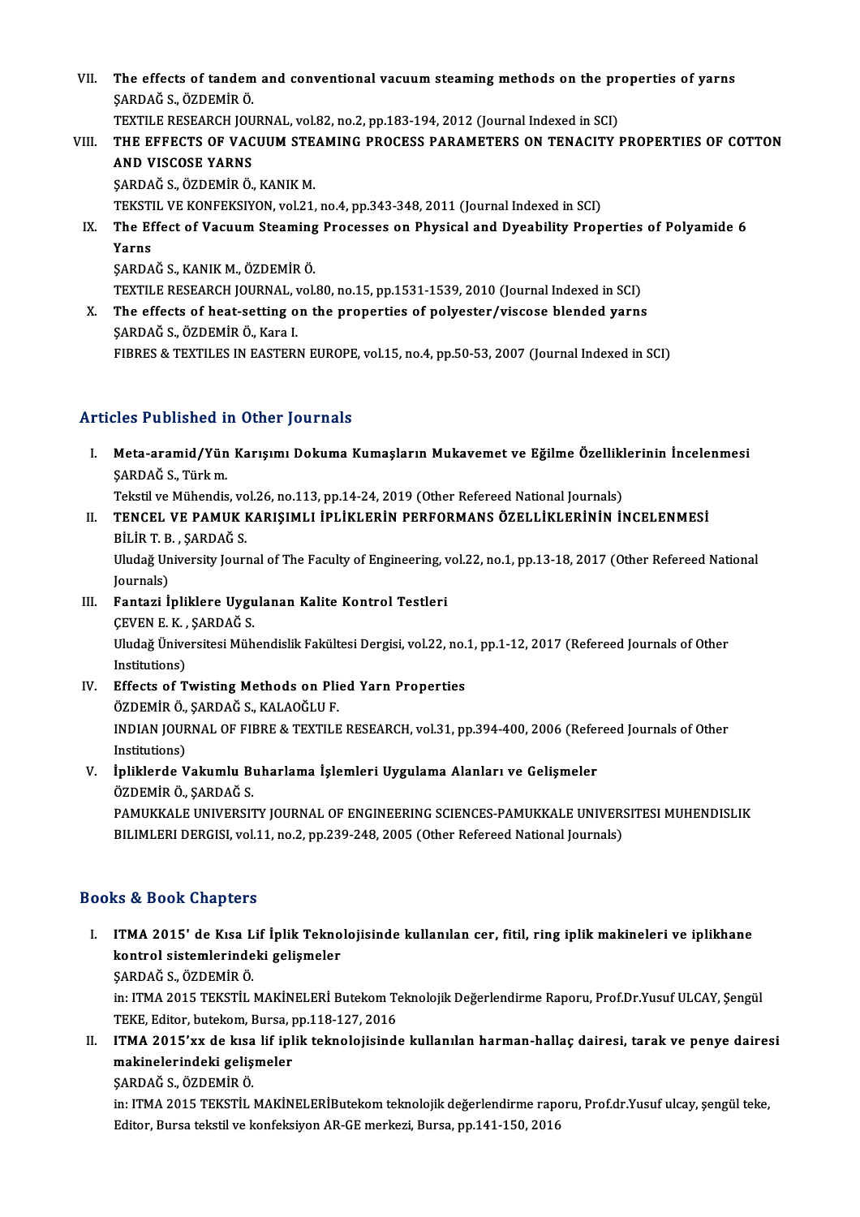VII. **The effects of tandem and conventional vacuum steaming methods on the properties of yarns**
ŞARDAĞ S., ÖZDEMİR Ö.
TEXTILE RESEARCH JOURNAL, vol.82, no.2, pp.183-194, 2012 (Journal Indexed in SCI)

VIII. **THE EFFECTS OF VACUUM STEAMING PROCESS PARAMETERS ON TENACITY PROPERTIES OF COTTON AND VISCOSE YARNS**
ŞARDAĞ S., ÖZDEMİR Ö., KANIK M.
TEKSTIL VE KONFEKSIYON, vol.21, no.4, pp.343-348, 2011 (Journal Indexed in SCI)

IX. **The Effect of Vacuum Steaming Processes on Physical and Dyeability Properties of Polyamide 6 Yarns**
ŞARDAĞ S., KANIK M., ÖZDEMİR Ö.
TEXTILE RESEARCH JOURNAL, vol.80, no.15, pp.1531-1539, 2010 (Journal Indexed in SCI)

X. **The effects of heat-setting on the properties of polyester/viscose blended yarns**
ŞARDAĞ S., ÖZDEMİR Ö., Kara I.
FIBRES & TEXTILES IN EASTERN EUROPE, vol.15, no.4, pp.50-53, 2007 (Journal Indexed in SCI)

## Articles Published in Other Journals

I. **Meta-aramid/Yün Karışımı Dokuma Kumaşların Mukavemet ve Eğilme Özelliklerinin İncelenmesi**
ŞARDAĞ S., Türk m.
Tekstil ve Mühendis, vol.26, no.113, pp.14-24, 2019 (Other Refereed National Journals)

II. **TENCEL VE PAMUK KARIŞIMLI İPLİKLERİN PERFORMANS ÖZELLİKLERİNİN İNCELENMESİ**
BİLİR T. B. , ŞARDAĞ S.
Uludağ University Journal of The Faculty of Engineering, vol.22, no.1, pp.13-18, 2017 (Other Refereed National Journals)

III. **Fantazi İpliklere Uygulanan Kalite Kontrol Testleri**
ÇEVEN E. K. , ŞARDAĞ S.
Uludağ Üniversitesi Mühendislik Fakültesi Dergisi, vol.22, no.1, pp.1-12, 2017 (Refereed Journals of Other Institutions)

IV. **Effects of Twisting Methods on Plied Yarn Properties**
ÖZDEMİR Ö., ŞARDAĞ S., KALAOĞLU F.
INDIAN JOURNAL OF FIBRE & TEXTILE RESEARCH, vol.31, pp.394-400, 2006 (Refereed Journals of Other Institutions)

V. **İpliklerde Vakumlu Buharlama İşlemleri Uygulama Alanları ve Gelişmeler**
ÖZDEMİR Ö., ŞARDAĞ S.
PAMUKKALE UNIVERSITY JOURNAL OF ENGINEERING SCIENCES-PAMUKKALE UNIVERSITESI MUHENDISLIK BILIMLERI DERGISI, vol.11, no.2, pp.239-248, 2005 (Other Refereed National Journals)

## Books & Book Chapters

I. **ITMA 2015' de Kısa Lif İplik Teknolojisinde kullanılan cer, fitil, ring iplik makineleri ve iplikhane kontrol sistemlerindeki gelişmeler**
ŞARDAĞ S., ÖZDEMİR Ö.
in: ITMA 2015 TEKSTİL MAKİNELERİ Butekom Teknolojik Değerlendirme Raporu, Prof.Dr.Yusuf ULCAY, Şengül TEKE, Editor, butekom, Bursa, pp.118-127, 2016

II. **ITMA 2015'xx de kısa lif iplik teknolojisinde kullanılan harman-hallaç dairesi, tarak ve penye dairesi makinelerindeki gelişmeler**
ŞARDAĞ S., ÖZDEMİR Ö.
in: ITMA 2015 TEKSTİL MAKİNELERİButekom teknolojik değerlendirme raporu, Prof.dr.Yusuf ulcay, şengül teke, Editor, Bursa tekstil ve konfeksiyon AR-GE merkezi, Bursa, pp.141-150, 2016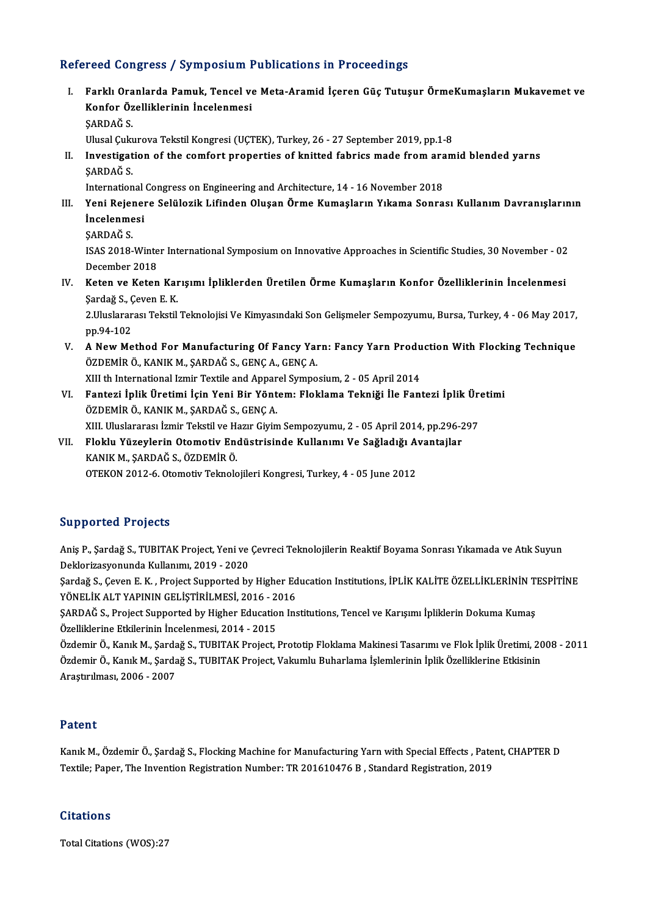## Refereed Congress / Symposium Publications in Proceedings

I. **Farklı Oranlarda Pamuk, Tencel ve Meta-Aramid İçeren Güç Tutuşur ÖrmeKumaşların Mukavemet ve Konfor Özelliklerinin İncelenmesi**
   ŞARDAĞ S.
   Ulusal Çukurova Tekstil Kongresi (UÇTEK), Turkey, 26 - 27 September 2019, pp.1-8

II. **Investigation of the comfort properties of knitted fabrics made from aramid blended yarns**
   ŞARDAĞ S.
   International Congress on Engineering and Architecture, 14 - 16 November 2018

III. **Yeni Rejenere Selülozik Lifinden Oluşan Örme Kumaşların Yıkama Sonrası Kullanım Davranışlarının İncelenmesi**
   ŞARDAĞ S.
   ISAS 2018-Winter International Symposium on Innovative Approaches in Scientific Studies, 30 November - 02 December 2018

IV. **Keten ve Keten Karışımı İpliklerden Üretilen Örme Kumaşların Konfor Özelliklerinin İncelenmesi**
   Şardağ S., Çeven E. K.
   2.Uluslararası Tekstil Teknolojisi Ve Kimyasındaki Son Gelişmeler Sempozyumu, Bursa, Turkey, 4 - 06 May 2017, pp.94-102

V. **A New Method For Manufacturing Of Fancy Yarn: Fancy Yarn Production With Flocking Technique**
   ÖZDEMİR Ö., KANIK M., ŞARDAĞ S., GENÇ A., GENÇ A.
   XIII th International Izmir Textile and Apparel Symposium, 2 - 05 April 2014

VI. **Fantezi İplik Üretimi İçin Yeni Bir Yöntem: Floklama Tekniği İle Fantezi İplik Üretimi**
   ÖZDEMİR Ö., KANIK M., ŞARDAĞ S., GENÇ A.
   XIII. Uluslararası İzmir Tekstil ve Hazır Giyim Sempozyumu, 2 - 05 April 2014, pp.296-297

VII. **Floklu Yüzeylerin Otomotiv Endüstrisinde Kullanımı Ve Sağladığı Avantajlar**
   KANIK M., ŞARDAĞ S., ÖZDEMİR Ö.
   OTEKON 2012-6. Otomotiv Teknolojileri Kongresi, Turkey, 4 - 05 June 2012

## Supported Projects

Aniş P., Şardağ S., TUBITAK Project, Yeni ve Çevreci Teknolojilerin Reaktif Boyama Sonrası Yıkamada ve Atık Suyun Deklorizasyonunda Kullanımı, 2019 - 2020

Şardağ S., Çeven E. K. , Project Supported by Higher Education Institutions, İPLİK KALİTE ÖZELLİKLERİNİN TESPİTİNE YÖNELİK ALT YAPININ GELİŞTİRİLMESİ, 2016 - 2016

ŞARDAĞ S., Project Supported by Higher Education Institutions, Tencel ve Karışımı İpliklerin Dokuma Kumaş Özelliklerine Etkilerinin İncelenmesi, 2014 - 2015

Özdemir Ö., Kanık M., Şardağ S., TUBITAK Project, Prototip Floklama Makinesi Tasarımı ve Flok İplik Üretimi, 2008 - 2011

Özdemir Ö., Kanık M., Şardağ S., TUBITAK Project, Vakumlu Buharlama İşlemlerinin İplik Özelliklerine Etkisinin Araştırılması, 2006 - 2007

## Patent

Kanık M., Özdemir Ö., Şardağ S., Flocking Machine for Manufacturing Yarn with Special Effects , Patent, CHAPTER D Textile; Paper, The Invention Registration Number: TR 201610476 B , Standard Registration, 2019

## Citations

Total Citations (WOS):27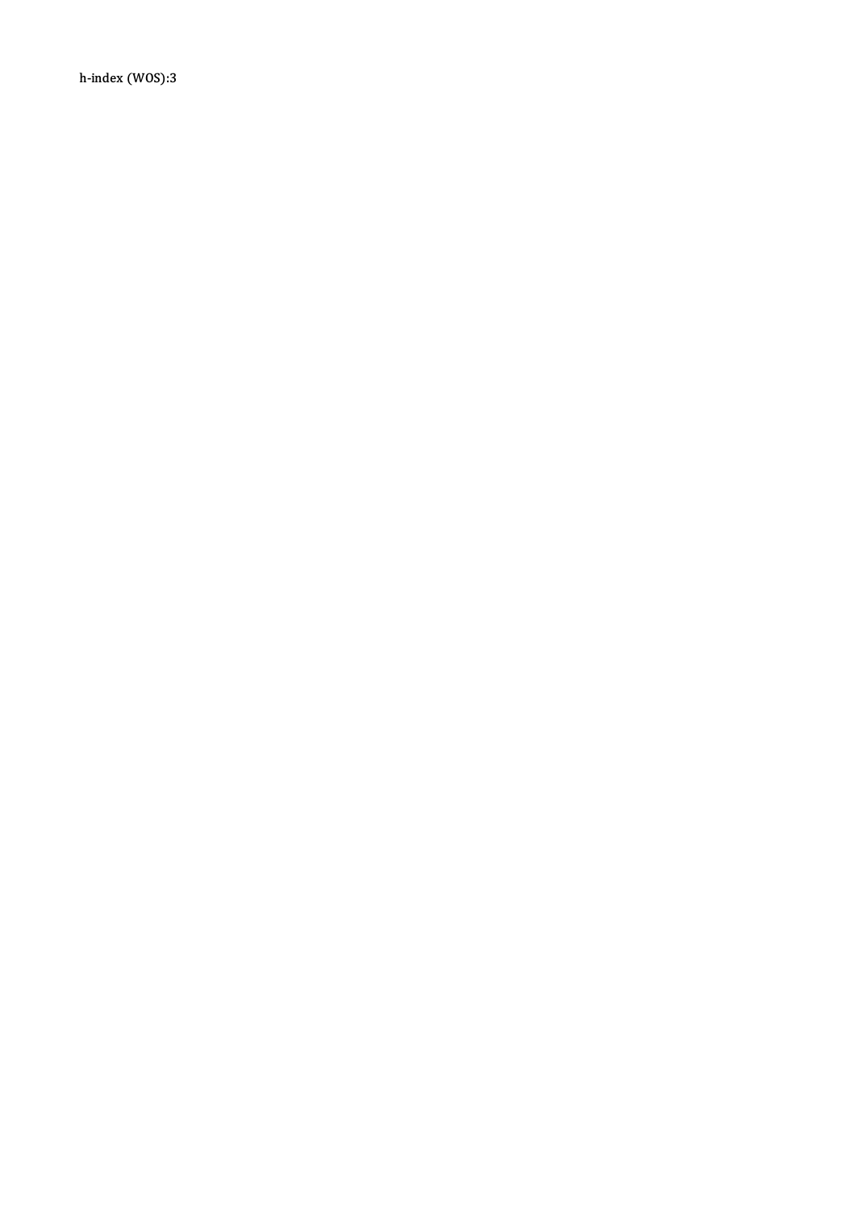h-index (WOS):3